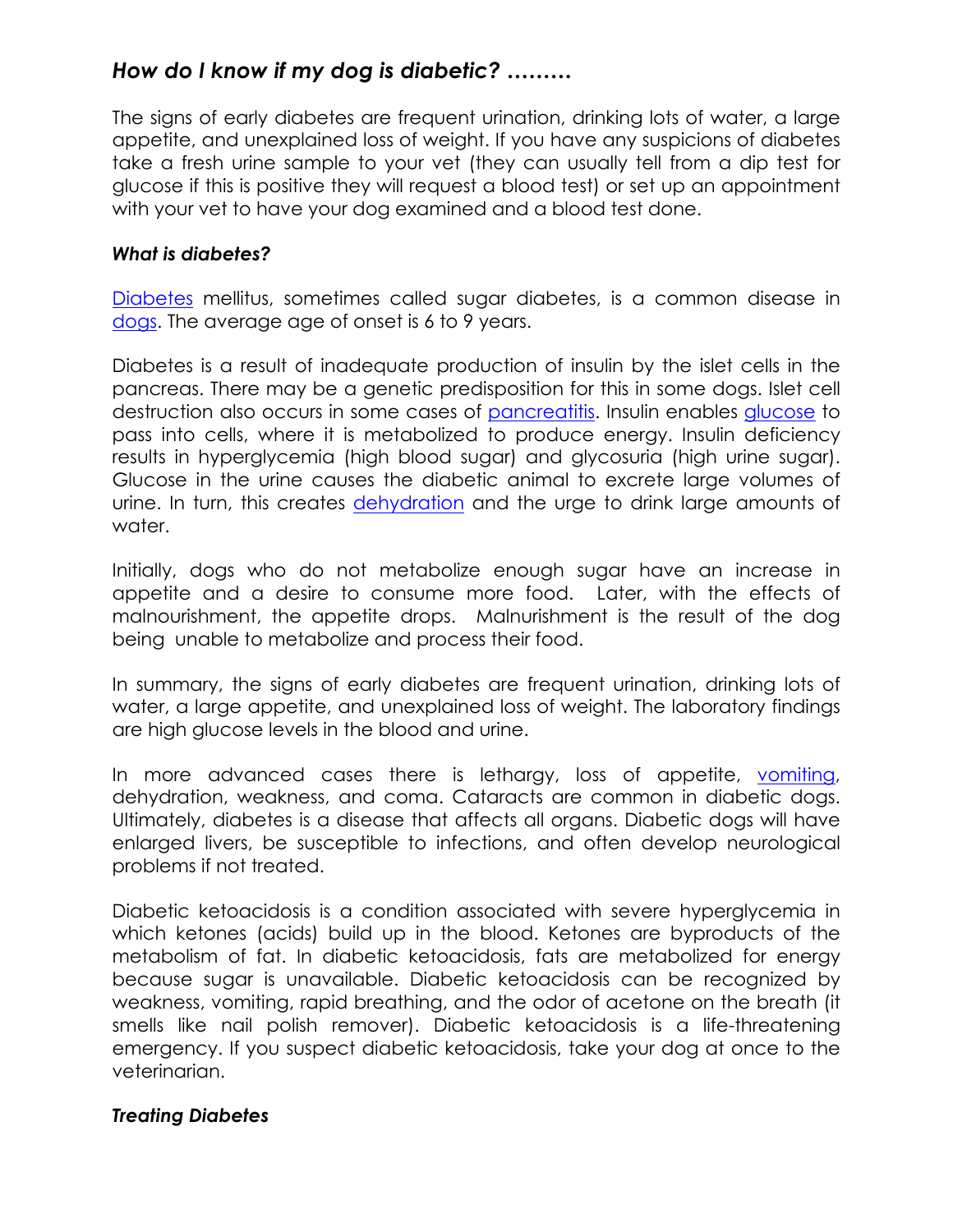## *How do I know if my dog is diabetic? ………*

The signs of early diabetes are frequent urination, drinking lots of water, a large appetite, and unexplained loss of weight. If you have any suspicions of diabetes take a fresh urine sample to your vet (they can usually tell from a dip test for glucose if this is positive they will request a blood test) or set up an appointment with your vet to have your dog examined and a blood test done.

### *What is diabetes?*

Diabetes mellitus, sometimes called sugar diabetes, is a common disease in dogs. The average age of onset is 6 to 9 years.

Diabetes is a result of inadequate production of insulin by the islet cells in the pancreas. There may be a genetic predisposition for this in some dogs. Islet cell destruction also occurs in some cases of pancreatitis. Insulin enables glucose to pass into cells, where it is metabolized to produce energy. Insulin deficiency results in hyperglycemia (high blood sugar) and glycosuria (high urine sugar). Glucose in the urine causes the diabetic animal to excrete large volumes of urine. In turn, this creates dehydration and the urge to drink large amounts of water.

Initially, dogs who do not metabolize enough sugar have an increase in appetite and a desire to consume more food. Later, with the effects of malnourishment, the appetite drops. Malnurishment is the result of the dog being unable to metabolize and process their food.

In summary, the signs of early diabetes are frequent urination, drinking lots of water, a large appetite, and unexplained loss of weight. The laboratory findings are high glucose levels in the blood and urine.

In more advanced cases there is lethargy, loss of appetite, vomiting, dehydration, weakness, and coma. Cataracts are common in diabetic dogs. Ultimately, diabetes is a disease that affects all organs. Diabetic dogs will have enlarged livers, be susceptible to infections, and often develop neurological problems if not treated.

Diabetic ketoacidosis is a condition associated with severe hyperglycemia in which ketones (acids) build up in the blood. Ketones are byproducts of the metabolism of fat. In diabetic ketoacidosis, fats are metabolized for energy because sugar is unavailable. Diabetic ketoacidosis can be recognized by weakness, vomiting, rapid breathing, and the odor of acetone on the breath (it smells like nail polish remover). Diabetic ketoacidosis is a life-threatening emergency. If you suspect diabetic ketoacidosis, take your dog at once to the veterinarian.

### *Treating Diabetes*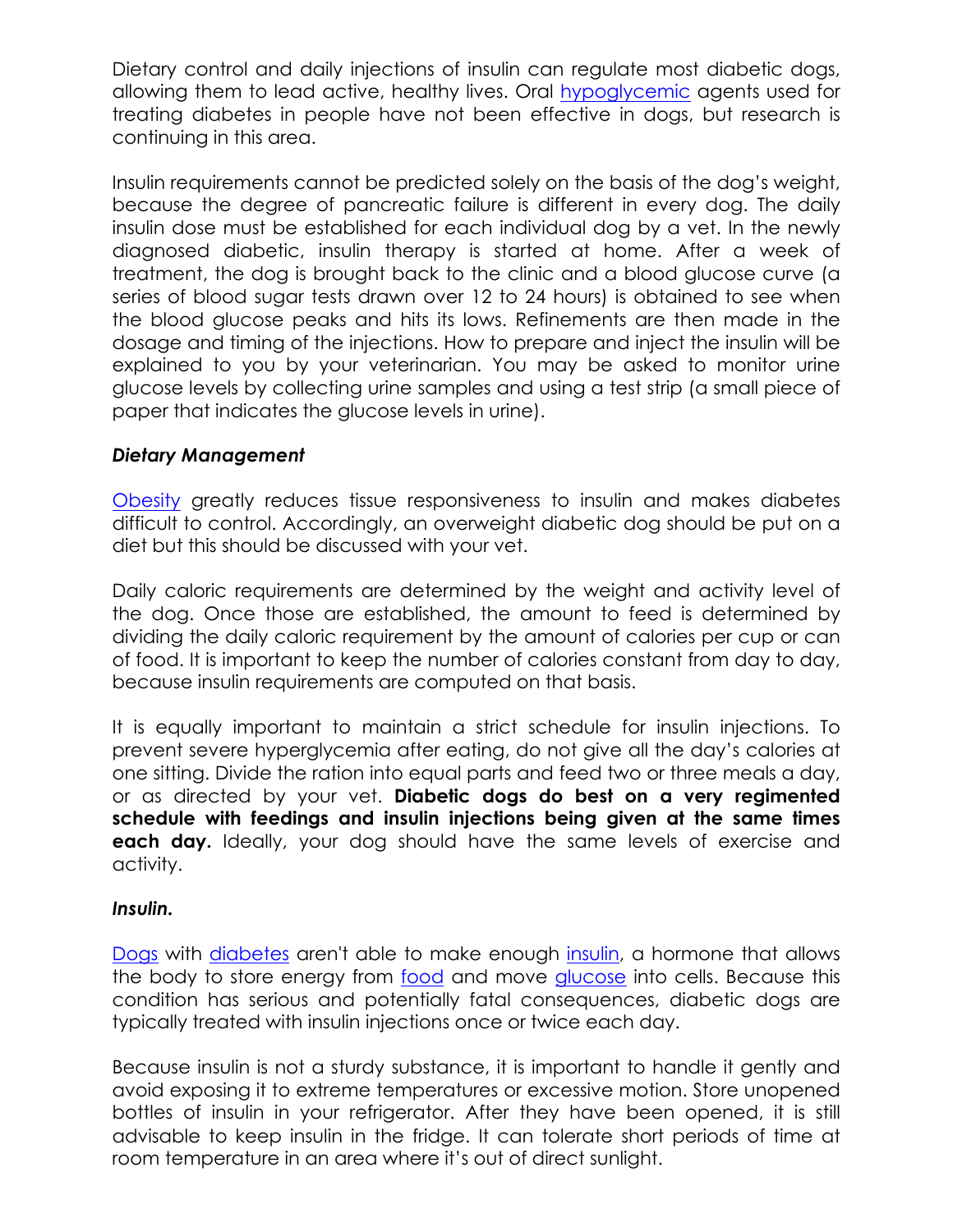Dietary control and daily injections of insulin can regulate most diabetic dogs, allowing them to lead active, healthy lives. Oral [hypoglycemic]() agents used for treating diabetes in people have not been effective in dogs, but research is continuing in this area.

Insulin requirements cannot be predicted solely on the basis of the dog's weight, because the degree of pancreatic failure is different in every dog. The daily insulin dose must be established for each individual dog by a vet. In the newly diagnosed diabetic, insulin therapy is started at home. After a week of treatment, the dog is brought back to the clinic and a blood glucose curve (a series of blood sugar tests drawn over 12 to 24 hours) is obtained to see when the blood glucose peaks and hits its lows. Refinements are then made in the dosage and timing of the injections. How to prepare and inject the insulin will be explained to you by your veterinarian. You may be asked to monitor urine glucose levels by collecting urine samples and using a test strip (a small piece of paper that indicates the glucose levels in urine).

***Dietary Management***

[Obesity]() greatly reduces tissue responsiveness to insulin and makes diabetes difficult to control. Accordingly, an overweight diabetic dog should be put on a diet but this should be discussed with your vet.

Daily caloric requirements are determined by the weight and activity level of the dog. Once those are established, the amount to feed is determined by dividing the daily caloric requirement by the amount of calories per cup or can of food. It is important to keep the number of calories constant from day to day, because insulin requirements are computed on that basis.

It is equally important to maintain a strict schedule for insulin injections. To prevent severe hyperglycemia after eating, do not give all the day's calories at one sitting. Divide the ration into equal parts and feed two or three meals a day, or as directed by your vet. **Diabetic dogs do best on a very regimented schedule with feedings and insulin injections being given at the same times each day.** Ideally, your dog should have the same levels of exercise and activity.

***Insulin.***

[Dogs]() with [diabetes]() aren't able to make enough [insulin](), a hormone that allows the body to store energy from [food]() and move [glucose]() into cells. Because this condition has serious and potentially fatal consequences, diabetic dogs are typically treated with insulin injections once or twice each day.

Because insulin is not a sturdy substance, it is important to handle it gently and avoid exposing it to extreme temperatures or excessive motion. Store unopened bottles of insulin in your refrigerator. After they have been opened, it is still advisable to keep insulin in the fridge. It can tolerate short periods of time at room temperature in an area where it's out of direct sunlight.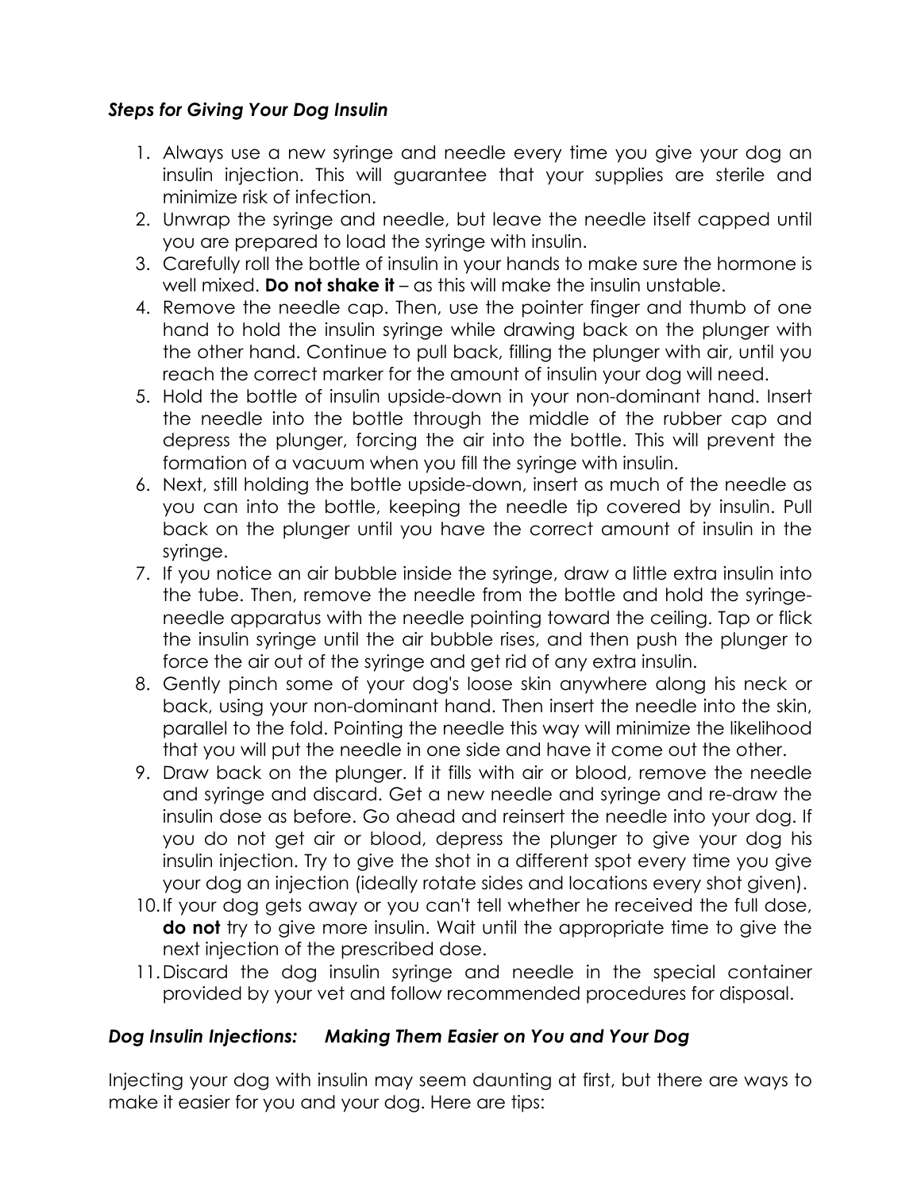### *Steps for Giving Your Dog Insulin*

1. Always use a new syringe and needle every time you give your dog an insulin injection. This will guarantee that your supplies are sterile and minimize risk of infection.
2. Unwrap the syringe and needle, but leave the needle itself capped until you are prepared to load the syringe with insulin.
3. Carefully roll the bottle of insulin in your hands to make sure the hormone is well mixed. **Do not shake it** – as this will make the insulin unstable.
4. Remove the needle cap. Then, use the pointer finger and thumb of one hand to hold the insulin syringe while drawing back on the plunger with the other hand. Continue to pull back, filling the plunger with air, until you reach the correct marker for the amount of insulin your dog will need.
5. Hold the bottle of insulin upside-down in your non-dominant hand. Insert the needle into the bottle through the middle of the rubber cap and depress the plunger, forcing the air into the bottle. This will prevent the formation of a vacuum when you fill the syringe with insulin.
6. Next, still holding the bottle upside-down, insert as much of the needle as you can into the bottle, keeping the needle tip covered by insulin. Pull back on the plunger until you have the correct amount of insulin in the syringe.
7. If you notice an air bubble inside the syringe, draw a little extra insulin into the tube. Then, remove the needle from the bottle and hold the syringe-needle apparatus with the needle pointing toward the ceiling. Tap or flick the insulin syringe until the air bubble rises, and then push the plunger to force the air out of the syringe and get rid of any extra insulin.
8. Gently pinch some of your dog's loose skin anywhere along his neck or back, using your non-dominant hand. Then insert the needle into the skin, parallel to the fold. Pointing the needle this way will minimize the likelihood that you will put the needle in one side and have it come out the other.
9. Draw back on the plunger. If it fills with air or blood, remove the needle and syringe and discard. Get a new needle and syringe and re-draw the insulin dose as before. Go ahead and reinsert the needle into your dog. If you do not get air or blood, depress the plunger to give your dog his insulin injection. Try to give the shot in a different spot every time you give your dog an injection (ideally rotate sides and locations every shot given).
10. If your dog gets away or you can't tell whether he received the full dose, **do not** try to give more insulin. Wait until the appropriate time to give the next injection of the prescribed dose.
11. Discard the dog insulin syringe and needle in the special container provided by your vet and follow recommended procedures for disposal.

### *Dog Insulin Injections: Making Them Easier on You and Your Dog*

Injecting your dog with insulin may seem daunting at first, but there are ways to make it easier for you and your dog. Here are tips: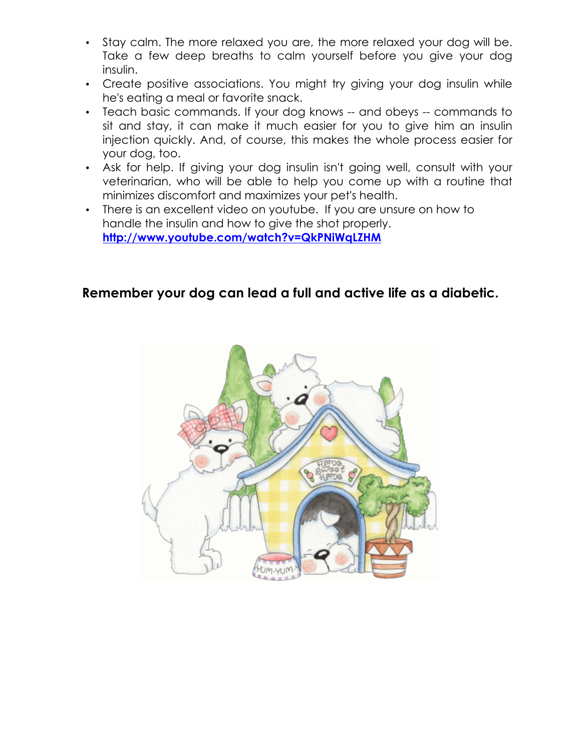- Stay calm. The more relaxed you are, the more relaxed your dog will be. Take a few deep breaths to calm yourself before you give your dog insulin.
- Create positive associations. You might try giving your dog insulin while he's eating a meal or favorite snack.
- Teach basic commands. If your dog knows -- and obeys -- commands to sit and stay, it can make it much easier for you to give him an insulin injection quickly. And, of course, this makes the whole process easier for your dog, too.
- Ask for help. If giving your dog insulin isn't going well, consult with your veterinarian, who will be able to help you come up with a routine that minimizes discomfort and maximizes your pet's health.
- There is an excellent video on youtube. If you are unsure on how to handle the insulin and how to give the shot properly. [http://www.youtube.com/watch?v=QkPNiWqLZHM](http://www.youtube.com/watch?v=QkPNiWqLZHM)

**Remember your dog can lead a full and active life as a diabetic.**